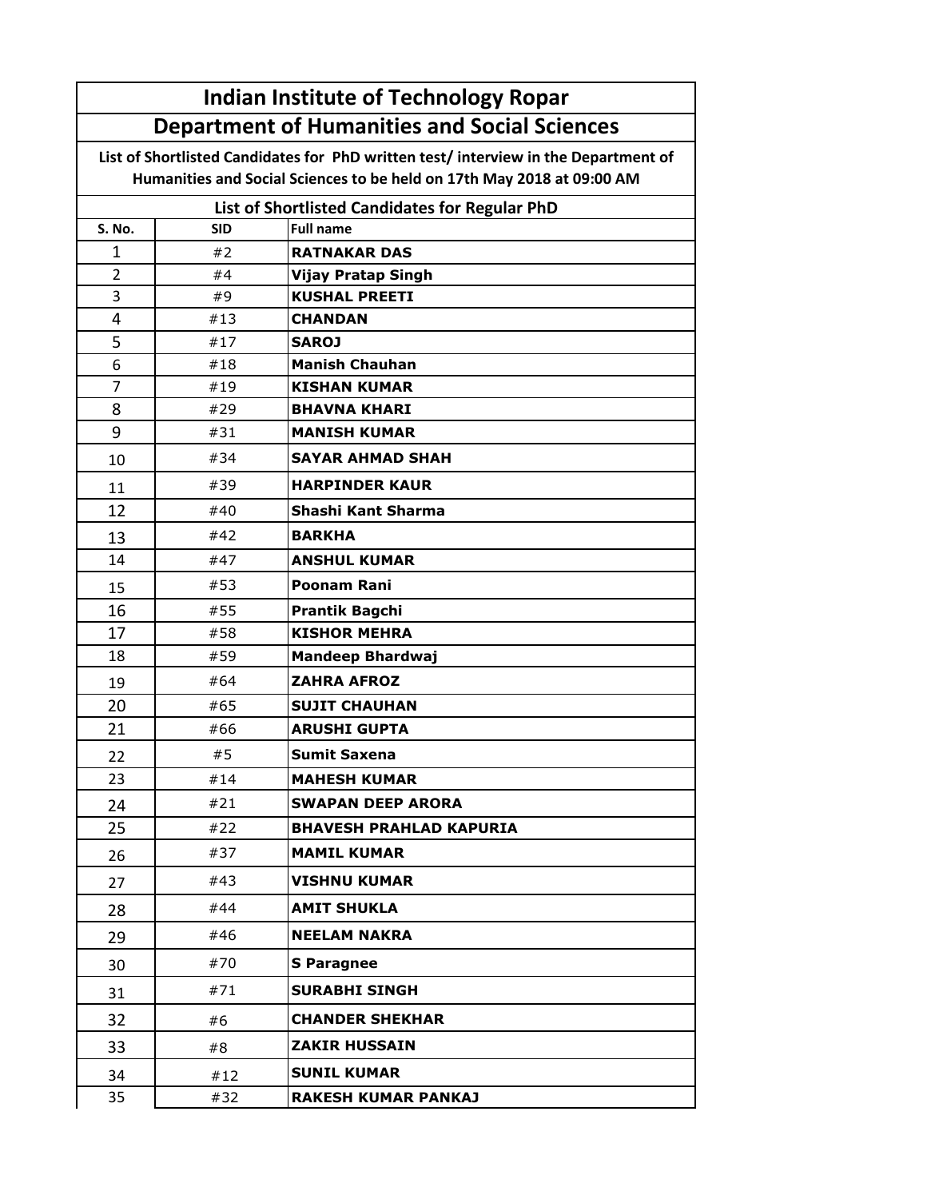# Indian Institute of Technology Ropar

## Department of Humanities and Social Sciences

**List of Shortlisted Candidates for PhD written test/ interview in the Department of Humanities and Social Sciences to be held on 17th May 2018 at 09:00 AM**

### List of Shortlisted Candidates for Regular PhD

| S. No. | SID | Full name |
|---|---|---|
| 1 | #2 | **RATNAKAR DAS** |
| 2 | #4 | **Vijay Pratap Singh** |
| 3 | #9 | **KUSHAL PREETI** |
| 4 | #13 | **CHANDAN** |
| 5 | #17 | **SAROJ** |
| 6 | #18 | **Manish Chauhan** |
| 7 | #19 | **KISHAN KUMAR** |
| 8 | #29 | **BHAVNA KHARI** |
| 9 | #31 | **MANISH KUMAR** |
| 10 | #34 | **SAYAR AHMAD SHAH** |
| 11 | #39 | **HARPINDER KAUR** |
| 12 | #40 | **Shashi Kant Sharma** |
| 13 | #42 | **BARKHA** |
| 14 | #47 | **ANSHUL KUMAR** |
| 15 | #53 | **Poonam Rani** |
| 16 | #55 | **Prantik Bagchi** |
| 17 | #58 | **KISHOR MEHRA** |
| 18 | #59 | **Mandeep Bhardwaj** |
| 19 | #64 | **ZAHRA AFROZ** |
| 20 | #65 | **SUJIT CHAUHAN** |
| 21 | #66 | **ARUSHI GUPTA** |
| 22 | #5 | **Sumit Saxena** |
| 23 | #14 | **MAHESH KUMAR** |
| 24 | #21 | **SWAPAN DEEP ARORA** |
| 25 | #22 | **BHAVESH PRAHLAD KAPURIA** |
| 26 | #37 | **MAMIL KUMAR** |
| 27 | #43 | **VISHNU KUMAR** |
| 28 | #44 | **AMIT SHUKLA** |
| 29 | #46 | **NEELAM NAKRA** |
| 30 | #70 | **S Paragnee** |
| 31 | #71 | **SURABHI SINGH** |
| 32 | #6 | **CHANDER SHEKHAR** |
| 33 | #8 | **ZAKIR HUSSAIN** |
| 34 | #12 | **SUNIL KUMAR** |
| 35 | #32 | **RAKESH KUMAR PANKAJ** |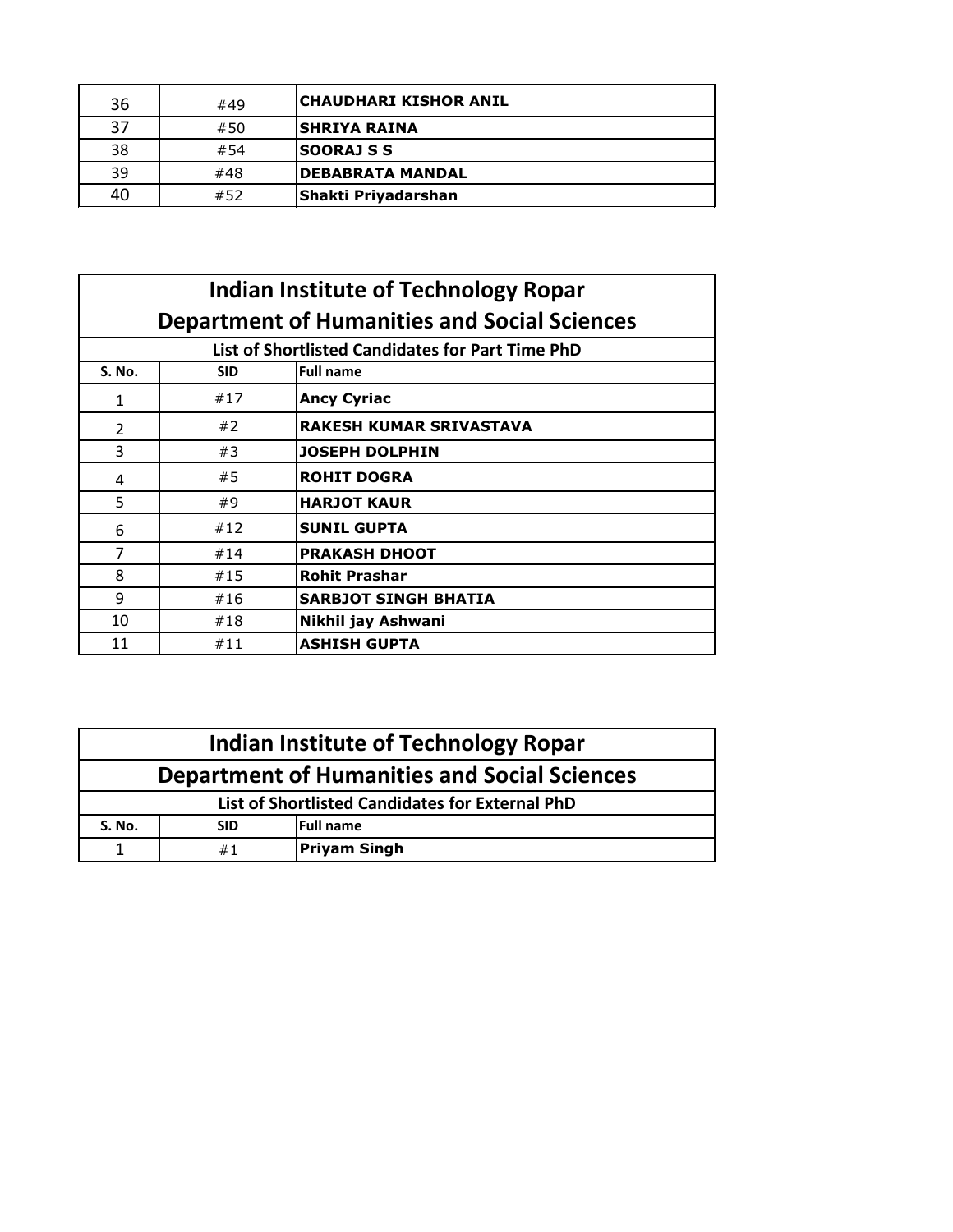| | | |
|---|---|---|
| 36 | #49 | **CHAUDHARI KISHOR ANIL** |
| 37 | #50 | **SHRIYA RAINA** |
| 38 | #54 | **SOORAJ S S** |
| 39 | #48 | **DEBABRATA MANDAL** |
| 40 | #52 | **Shakti Priyadarshan** |

## Indian Institute of Technology Ropar

## Department of Humanities and Social Sciences

### List of Shortlisted Candidates for Part Time PhD

| S. No. | SID | Full name |
|---|---|---|
| 1 | #17 | **Ancy Cyriac** |
| 2 | #2 | **RAKESH KUMAR SRIVASTAVA** |
| 3 | #3 | **JOSEPH DOLPHIN** |
| 4 | #5 | **ROHIT DOGRA** |
| 5 | #9 | **HARJOT KAUR** |
| 6 | #12 | **SUNIL GUPTA** |
| 7 | #14 | **PRAKASH DHOOT** |
| 8 | #15 | **Rohit Prashar** |
| 9 | #16 | **SARBJOT SINGH BHATIA** |
| 10 | #18 | **Nikhil jay Ashwani** |
| 11 | #11 | **ASHISH GUPTA** |

## Indian Institute of Technology Ropar

## Department of Humanities and Social Sciences

### List of Shortlisted Candidates for External PhD

| S. No. | SID | Full name |
|---|---|---|
| 1 | #1 | **Priyam Singh** |